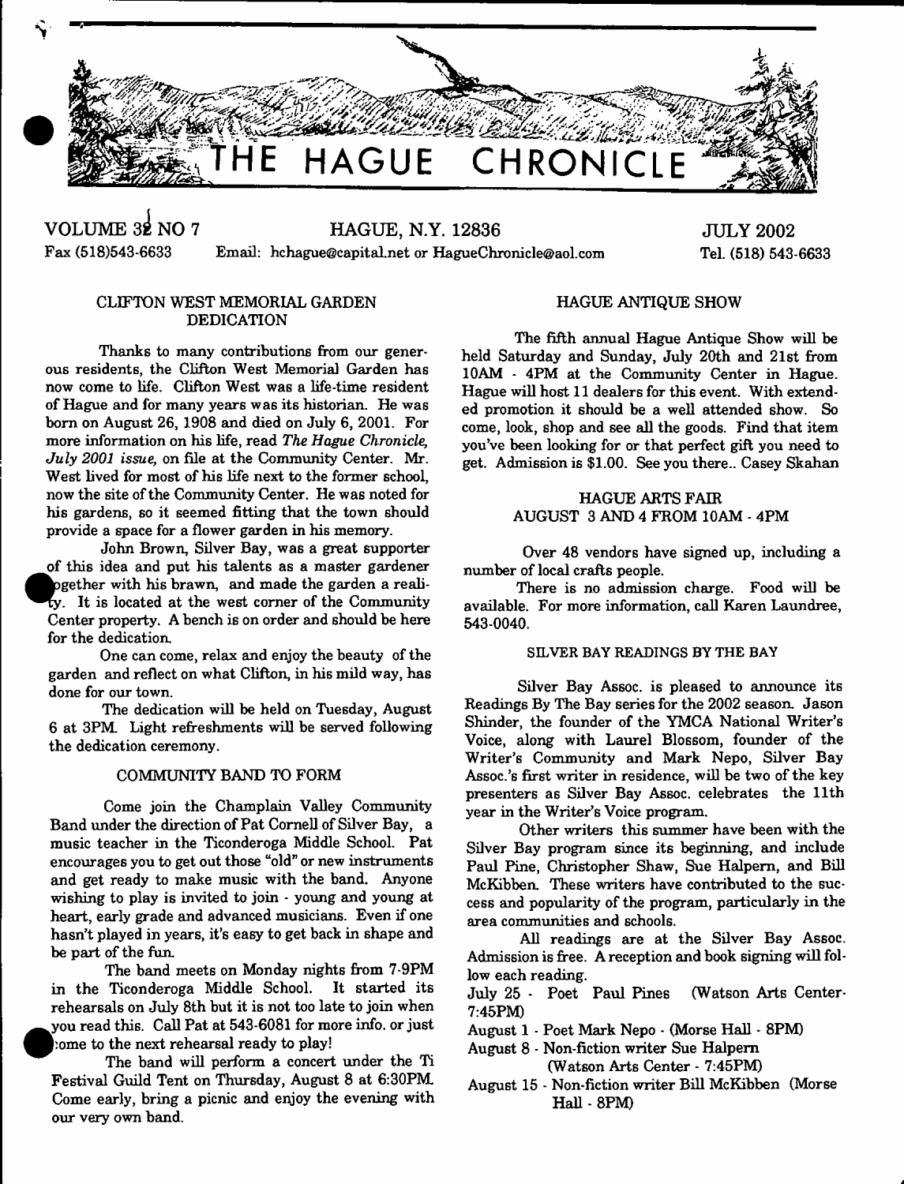# THE HAGUE CHRONICLE

VOLUME 32 NO 7 HAGUE, N.Y. 12836 JULY 2002

Fax (518)543-6633 Email: hchague@capital.net or HagueChronicle@aol.com Tel. (518) 543-6633

## CLIFTON WEST MEMORIAL GARDEN DEDICATION

Thanks to many contributions from our generous residents, the Clifton West Memorial Garden has now come to life. Clifton West was a life-time resident of Hague and for many years was its historian. He was born on August 26, 1908 and died on July 6, 2001. For more information on his life, read *The Hague Chronicle, July 2001 issue*, on file at the Community Center. Mr. West lived for most of his life next to the former school, now the site of the Community Center. He was noted for his gardens, so it seemed fitting that the town should provide a space for a flower garden in his memory.

John Brown, Silver Bay, was a great supporter of this idea and put his talents as a master gardener together with his brawn, and made the garden a reality. It is located at the west corner of the Community Center property. A bench is on order and should be here for the dedication.

One can come, relax and enjoy the beauty of the garden and reflect on what Clifton, in his mild way, has done for our town.

The dedication will be held on Tuesday, August 6 at 3PM. Light refreshments will be served following the dedication ceremony.

## COMMUNITY BAND TO FORM

Come join the Champlain Valley Community Band under the direction of Pat Cornell of Silver Bay, a music teacher in the Ticonderoga Middle School. Pat encourages you to get out those "old" or new instruments and get ready to make music with the band. Anyone wishing to play is invited to join - young and young at heart, early grade and advanced musicians. Even if one hasn't played in years, it's easy to get back in shape and be part of the fun.

The band meets on Monday nights from 7-9PM in the Ticonderoga Middle School. It started its rehearsals on July 8th but it is not too late to join when you read this. Call Pat at 543-6081 for more info. or just come to the next rehearsal ready to play!

The band will perform a concert under the Ti Festival Guild Tent on Thursday, August 8 at 6:30PM. Come early, bring a picnic and enjoy the evening with our very own band.

## HAGUE ANTIQUE SHOW

The fifth annual Hague Antique Show will be held Saturday and Sunday, July 20th and 21st from 10AM - 4PM at the Community Center in Hague. Hague will host 11 dealers for this event. With extended promotion it should be a well attended show. So come, look, shop and see all the goods. Find that item you've been looking for or that perfect gift you need to get. Admission is $1.00. See you there.. Casey Skahan

## HAGUE ARTS FAIR
## AUGUST 3 AND 4 FROM 10AM - 4PM

Over 48 vendors have signed up, including a number of local crafts people.

There is no admission charge. Food will be available. For more information, call Karen Laundree, 543-0040.

## SILVER BAY READINGS BY THE BAY

Silver Bay Assoc. is pleased to announce its Readings By The Bay series for the 2002 season. Jason Shinder, the founder of the YMCA National Writer's Voice, along with Laurel Blossom, founder of the Writer's Community and Mark Nepo, Silver Bay Assoc.'s first writer in residence, will be two of the key presenters as Silver Bay Assoc. celebrates the 11th year in the Writer's Voice program.

Other writers this summer have been with the Silver Bay program since its beginning, and include Paul Pine, Christopher Shaw, Sue Halpern, and Bill McKibben. These writers have contributed to the success and popularity of the program, particularly in the area communities and schools.

All readings are at the Silver Bay Assoc. Admission is free. A reception and book signing will follow each reading.

July 25 - Poet Paul Pines (Watson Arts Center- 7:45PM)

August 1 - Poet Mark Nepo - (Morse Hall - 8PM)

August 8 - Non-fiction writer Sue Halpern (Watson Arts Center - 7:45PM)

August 15 - Non-fiction writer Bill McKibben (Morse Hall - 8PM)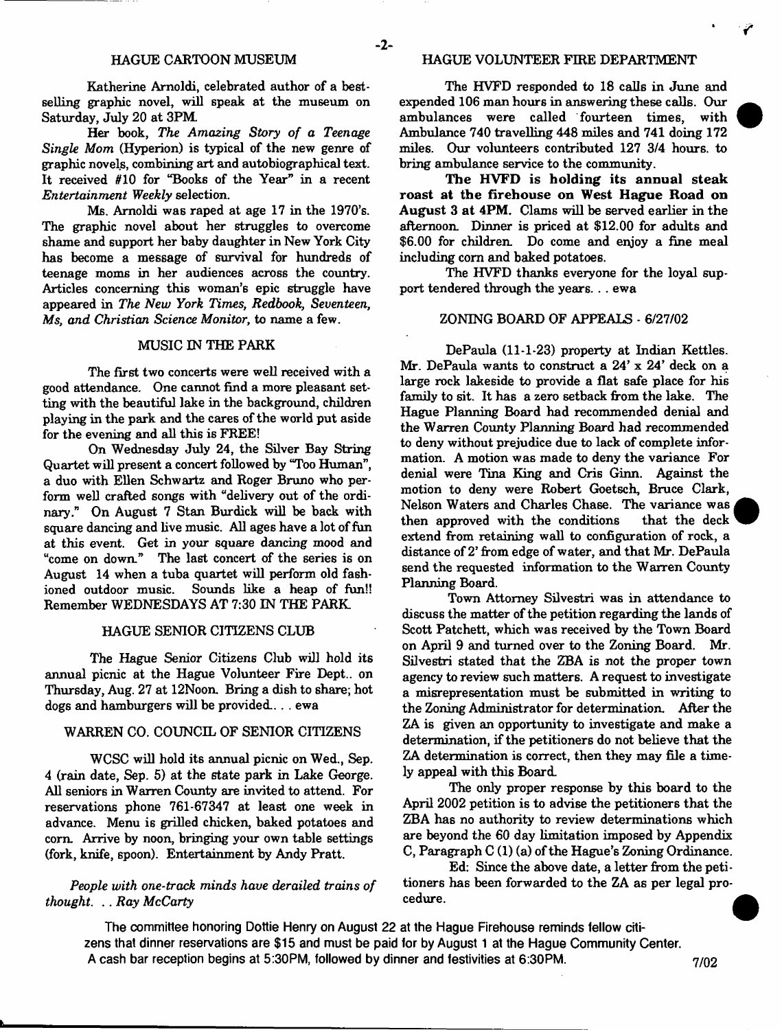## HAGUE CARTOON MUSEUM

Katherine Arnoldi, celebrated author of a best-selling graphic novel, will speak at the museum on Saturday, July 20 at 3PM.

Her book, *The Amazing Story of a Teenage Single Mom* (Hyperion) is typical of the new genre of graphic novels, combining art and autobiographical text. It received #10 for "Books of the Year" in a recent *Entertainment Weekly* selection.

Ms. Arnoldi was raped at age 17 in the 1970's. The graphic novel about her struggles to overcome shame and support her baby daughter in New York City has become a message of survival for hundreds of teenage moms in her audiences across the country. Articles concerning this woman's epic struggle have appeared in *The New York Times, Redbook, Seventeen, Ms, and Christian Science Monitor,* to name a few.

## MUSIC IN THE PARK

The first two concerts were well received with a good attendance. One cannot find a more pleasant setting with the beautiful lake in the background, children playing in the park and the cares of the world put aside for the evening and all this is FREE!

On Wednesday July 24, the Silver Bay String Quartet will present a concert followed by "Too Human", a duo with Ellen Schwartz and Roger Bruno who perform well crafted songs with "delivery out of the ordinary." On August 7 Stan Burdick will be back with square dancing and live music. All ages have a lot of fun at this event. Get in your square dancing mood and "come on down." The last concert of the series is on August 14 when a tuba quartet will perform old fashioned outdoor music. Sounds like a heap of fun!! Remember WEDNESDAYS AT 7:30 IN THE PARK.

## HAGUE SENIOR CITIZENS CLUB

The Hague Senior Citizens Club will hold its annual picnic at the Hague Volunteer Fire Dept.. on Thursday, Aug. 27 at 12Noon. Bring a dish to share; hot dogs and hamburgers will be provided... ewa

## WARREN CO. COUNCIL OF SENIOR CITIZENS

WCSC will hold its annual picnic on Wed., Sep. 4 (rain date, Sep. 5) at the state park in Lake George. All seniors in Warren County are invited to attend. For reservations phone 761-67347 at least one week in advance. Menu is grilled chicken, baked potatoes and corn. Arrive by noon, bringing your own table settings (fork, knife, spoon). Entertainment by Andy Pratt.

*People with one-track minds have derailed trains of thought. . . Ray McCarty*

## HAGUE VOLUNTEER FIRE DEPARTMENT

The HVFD responded to 18 calls in June and expended 106 man hours in answering these calls. Our ambulances were called fourteen times, with Ambulance 740 travelling 448 miles and 741 doing 172 miles. Our volunteers contributed 127 3/4 hours. to bring ambulance service to the community.

**The HVFD is holding its annual steak roast at the firehouse on West Hague Road on August 3 at 4PM.** Clams will be served earlier in the afternoon. Dinner is priced at $12.00 for adults and $6.00 for children. Do come and enjoy a fine meal including corn and baked potatoes.

The HVFD thanks everyone for the loyal support tendered through the years. . . ewa

## ZONING BOARD OF APPEALS - 6/27/02

DePaula (11-1-23) property at Indian Kettles. Mr. DePaula wants to construct a 24' x 24' deck on a large rock lakeside to provide a flat safe place for his family to sit. It has a zero setback from the lake. The Hague Planning Board had recommended denial and the Warren County Planning Board had recommended to deny without prejudice due to lack of complete information. A motion was made to deny the variance For denial were Tina King and Cris Ginn. Against the motion to deny were Robert Goetsch, Bruce Clark, Nelson Waters and Charles Chase. The variance was then approved with the conditions that the deck extend from retaining wall to configuration of rock, a distance of 2' from edge of water, and that Mr. DePaula send the requested information to the Warren County Planning Board.

Town Attorney Silvestri was in attendance to discuss the matter of the petition regarding the lands of Scott Patchett, which was received by the Town Board on April 9 and turned over to the Zoning Board. Mr. Silvestri stated that the ZBA is not the proper town agency to review such matters. A request to investigate a misrepresentation must be submitted in writing to the Zoning Administrator for determination. After the ZA is given an opportunity to investigate and make a determination, if the petitioners do not believe that the ZA determination is correct, then they may file a timely appeal with this Board.

The only proper response by this board to the April 2002 petition is to advise the petitioners that the ZBA has no authority to review determinations which are beyond the 60 day limitation imposed by Appendix C, Paragraph C (1) (a) of the Hague's Zoning Ordinance.

Ed: Since the above date, a letter from the petitioners has been forwarded to the ZA as per legal procedure.

The committee honoring Dottie Henry on August 22 at the Hague Firehouse reminds fellow citizens that dinner reservations are $15 and must be paid for by August 1 at the Hague Community Center. A cash bar reception begins at 5:30PM, followed by dinner and festivities at 6:30PM.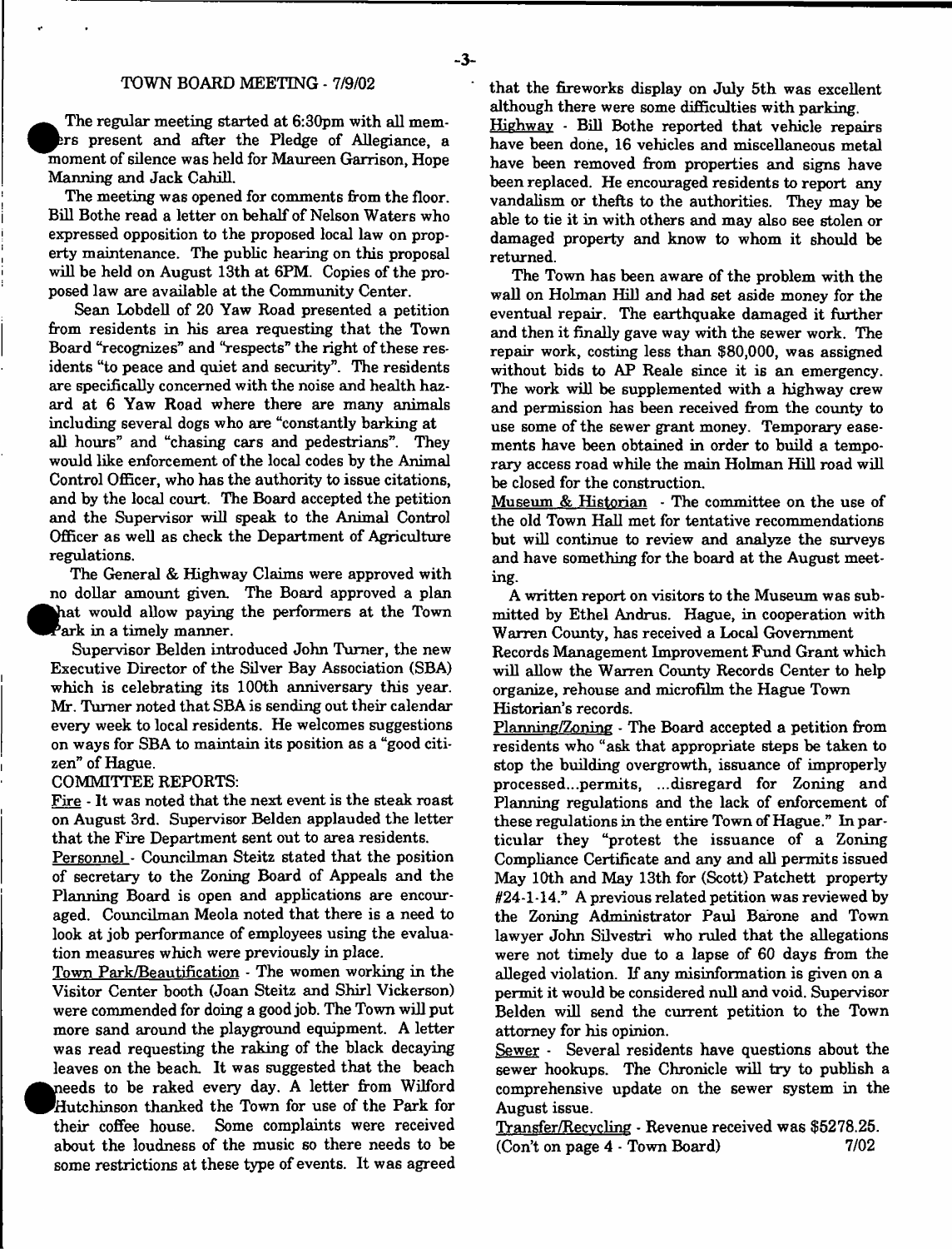## TOWN BOARD MEETING - 7/9/02

The regular meeting started at 6:30pm with all members present and after the Pledge of Allegiance, a moment of silence was held for Maureen Garrison, Hope Manning and Jack Cahill.

The meeting was opened for comments from the floor. Bill Bothe read a letter on behalf of Nelson Waters who expressed opposition to the proposed local law on property maintenance. The public hearing on this proposal will be held on August 13th at 6PM. Copies of the proposed law are available at the Community Center.

Sean Lobdell of 20 Yaw Road presented a petition from residents in his area requesting that the Town Board "recognizes" and "respects" the right of these residents "to peace and quiet and security". The residents are specifically concerned with the noise and health hazard at 6 Yaw Road where there are many animals including several dogs who are "constantly barking at all hours" and "chasing cars and pedestrians". They would like enforcement of the local codes by the Animal Control Officer, who has the authority to issue citations, and by the local court. The Board accepted the petition and the Supervisor will speak to the Animal Control Officer as well as check the Department of Agriculture regulations.

The General & Highway Claims were approved with no dollar amount given. The Board approved a plan that would allow paying the performers at the Town Park in a timely manner.

Supervisor Belden introduced John Turner, the new Executive Director of the Silver Bay Association (SBA) which is celebrating its 100th anniversary this year. Mr. Turner noted that SBA is sending out their calendar every week to local residents. He welcomes suggestions on ways for SBA to maintain its position as a "good citizen" of Hague.

COMMITTEE REPORTS:

Fire - It was noted that the next event is the steak roast on August 3rd. Supervisor Belden applauded the letter that the Fire Department sent out to area residents.

Personnel - Councilman Steitz stated that the position of secretary to the Zoning Board of Appeals and the Planning Board is open and applications are encouraged. Councilman Meola noted that there is a need to look at job performance of employees using the evaluation measures which were previously in place.

Town Park/Beautification - The women working in the Visitor Center booth (Joan Steitz and Shirl Vickerson) were commended for doing a good job. The Town will put more sand around the playground equipment. A letter was read requesting the raking of the black decaying leaves on the beach. It was suggested that the beach needs to be raked every day. A letter from Wilford Hutchinson thanked the Town for use of the Park for their coffee house. Some complaints were received about the loudness of the music so there needs to be some restrictions at these type of events. It was agreed that the fireworks display on July 5th was excellent although there were some difficulties with parking.

Highway - Bill Bothe reported that vehicle repairs have been done, 16 vehicles and miscellaneous metal have been removed from properties and signs have been replaced. He encouraged residents to report any vandalism or thefts to the authorities. They may be able to tie it in with others and may also see stolen or damaged property and know to whom it should be returned.

The Town has been aware of the problem with the wall on Holman Hill and had set aside money for the eventual repair. The earthquake damaged it further and then it finally gave way with the sewer work. The repair work, costing less than $80,000, was assigned without bids to AP Reale since it is an emergency. The work will be supplemented with a highway crew and permission has been received from the county to use some of the sewer grant money. Temporary easements have been obtained in order to build a temporary access road while the main Holman Hill road will be closed for the construction.

Museum & Historian - The committee on the use of the old Town Hall met for tentative recommendations but will continue to review and analyze the surveys and have something for the board at the August meeting.

A written report on visitors to the Museum was submitted by Ethel Andrus. Hague, in cooperation with Warren County, has received a Local Government Records Management Improvement Fund Grant which will allow the Warren County Records Center to help organize, rehouse and microfilm the Hague Town Historian's records.

Planning/Zoning - The Board accepted a petition from residents who "ask that appropriate steps be taken to stop the building overgrowth, issuance of improperly processed...permits, ...disregard for Zoning and Planning regulations and the lack of enforcement of these regulations in the entire Town of Hague." In particular they "protest the issuance of a Zoning Compliance Certificate and any and all permits issued May 10th and May 13th for (Scott) Patchett property #24-1-14." A previous related petition was reviewed by the Zoning Administrator Paul Barone and Town lawyer John Silvestri who ruled that the allegations were not timely due to a lapse of 60 days from the alleged violation. If any misinformation is given on a permit it would be considered null and void. Supervisor Belden will send the current petition to the Town attorney for his opinion.

Sewer - Several residents have questions about the sewer hookups. The Chronicle will try to publish a comprehensive update on the sewer system in the August issue.

Transfer/Recycling - Revenue received was $5278.25.
(Con't on page 4 - Town Board)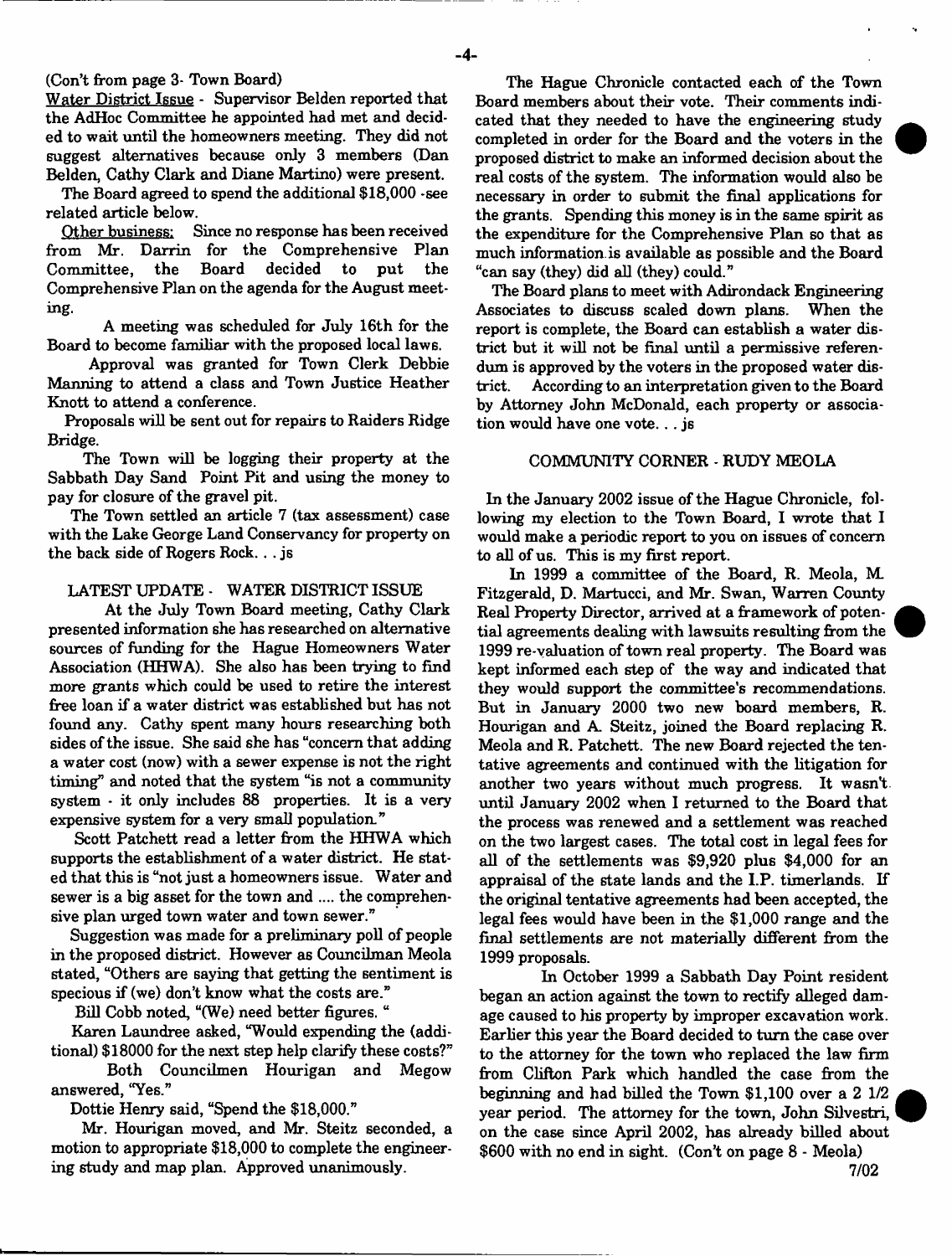(Con't from page 3- Town Board)

Water District Issue - Supervisor Belden reported that the AdHoc Committee he appointed had met and decided to wait until the homeowners meeting. They did not suggest alternatives because only 3 members (Dan Belden, Cathy Clark and Diane Martino) were present.

The Board agreed to spend the additional $18,000 -see related article below.

Other business: Since no response has been received from Mr. Darrin for the Comprehensive Plan Committee, the Board decided to put the Comprehensive Plan on the agenda for the August meeting.

A meeting was scheduled for July 16th for the Board to become familiar with the proposed local laws.

Approval was granted for Town Clerk Debbie Manning to attend a class and Town Justice Heather Knott to attend a conference.

Proposals will be sent out for repairs to Raiders Ridge Bridge.

The Town will be logging their property at the Sabbath Day Sand Point Pit and using the money to pay for closure of the gravel pit.

The Town settled an article 7 (tax assessment) case with the Lake George Land Conservancy for property on the back side of Rogers Rock. . . js

## LATEST UPDATE - WATER DISTRICT ISSUE

At the July Town Board meeting, Cathy Clark presented information she has researched on alternative sources of funding for the Hague Homeowners Water Association (HHWA). She also has been trying to find more grants which could be used to retire the interest free loan if a water district was established but has not found any. Cathy spent many hours researching both sides of the issue. She said she has "concern that adding a water cost (now) with a sewer expense is not the right timing" and noted that the system "is not a community system - it only includes 88 properties. It is a very expensive system for a very small population."

Scott Patchett read a letter from the HHWA which supports the establishment of a water district. He stated that this is "not just a homeowners issue. Water and sewer is a big asset for the town and .... the comprehensive plan urged town water and town sewer."

Suggestion was made for a preliminary poll of people in the proposed district. However as Councilman Meola stated, "Others are saying that getting the sentiment is specious if (we) don't know what the costs are."

Bill Cobb noted, "(We) need better figures. "

Karen Laundree asked, "Would expending the (additional) $18000 for the next step help clarify these costs?"

Both Councilmen Hourigan and Megow answered, "Yes."

Dottie Henry said, "Spend the $18,000."

Mr. Hourigan moved, and Mr. Steitz seconded, a motion to appropriate $18,000 to complete the engineering study and map plan. Approved unanimously.

The Hague Chronicle contacted each of the Town Board members about their vote. Their comments indicated that they needed to have the engineering study completed in order for the Board and the voters in the proposed district to make an informed decision about the real costs of the system. The information would also be necessary in order to submit the final applications for the grants. Spending this money is in the same spirit as the expenditure for the Comprehensive Plan so that as much information is available as possible and the Board "can say (they) did all (they) could."

The Board plans to meet with Adirondack Engineering Associates to discuss scaled down plans. When the report is complete, the Board can establish a water district but it will not be final until a permissive referendum is approved by the voters in the proposed water district. According to an interpretation given to the Board by Attorney John McDonald, each property or association would have one vote. . . js

## COMMUNITY CORNER - RUDY MEOLA

In the January 2002 issue of the Hague Chronicle, following my election to the Town Board, I wrote that I would make a periodic report to you on issues of concern to all of us. This is my first report.

In 1999 a committee of the Board, R. Meola, M. Fitzgerald, D. Martucci, and Mr. Swan, Warren County Real Property Director, arrived at a framework of potential agreements dealing with lawsuits resulting from the 1999 re-valuation of town real property. The Board was kept informed each step of the way and indicated that they would support the committee's recommendations. But in January 2000 two new board members, R. Hourigan and A. Steitz, joined the Board replacing R. Meola and R. Patchett. The new Board rejected the tentative agreements and continued with the litigation for another two years without much progress. It wasn't until January 2002 when I returned to the Board that the process was renewed and a settlement was reached on the two largest cases. The total cost in legal fees for all of the settlements was $9,920 plus $4,000 for an appraisal of the state lands and the I.P. timerlands. If the original tentative agreements had been accepted, the legal fees would have been in the $1,000 range and the final settlements are not materially different from the 1999 proposals.

In October 1999 a Sabbath Day Point resident began an action against the town to rectify alleged damage caused to his property by improper excavation work. Earlier this year the Board decided to turn the case over to the attorney for the town who replaced the law firm from Clifton Park which handled the case from the beginning and had billed the Town $1,100 over a 2 1/2 year period. The attorney for the town, John Silvestri, on the case since April 2002, has already billed about $600 with no end in sight. (Con't on page 8 - Meola)

7/02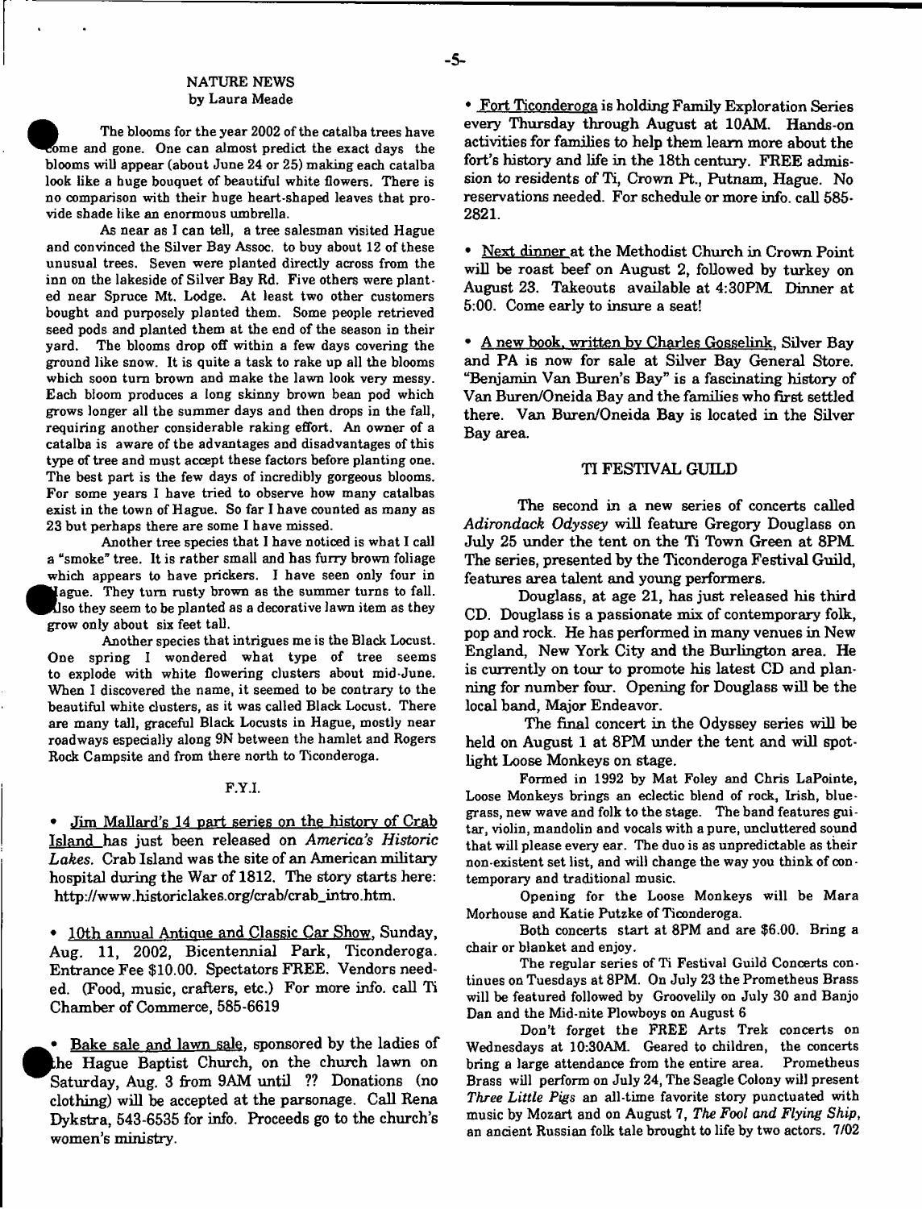## NATURE NEWS
by Laura Meade

The blooms for the year 2002 of the catalba trees have come and gone. One can almost predict the exact days the blooms will appear (about June 24 or 25) making each catalba look like a huge bouquet of beautiful white flowers. There is no comparison with their huge heart-shaped leaves that provide shade like an enormous umbrella.

As near as I can tell, a tree salesman visited Hague and convinced the Silver Bay Assoc. to buy about 12 of these unusual trees. Seven were planted directly across from the inn on the lakeside of Silver Bay Rd. Five others were planted near Spruce Mt. Lodge. At least two other customers bought and purposely planted them. Some people retrieved seed pods and planted them at the end of the season in their yard. The blooms drop off within a few days covering the ground like snow. It is quite a task to rake up all the blooms which soon turn brown and make the lawn look very messy. Each bloom produces a long skinny brown bean pod which grows longer all the summer days and then drops in the fall, requiring another considerable raking effort. An owner of a catalba is aware of the advantages and disadvantages of this type of tree and must accept these factors before planting one. The best part is the few days of incredibly gorgeous blooms. For some years I have tried to observe how many catalbas exist in the town of Hague. So far I have counted as many as 23 but perhaps there are some I have missed.

Another tree species that I have noticed is what I call a "smoke" tree. It is rather small and has furry brown foliage which appears to have prickers. I have seen only four in Hague. They turn rusty brown as the summer turns to fall. Also they seem to be planted as a decorative lawn item as they grow only about six feet tall.

Another species that intrigues me is the Black Locust. One spring I wondered what type of tree seems to explode with white flowering clusters about mid-June. When I discovered the name, it seemed to be contrary to the beautiful white clusters, as it was called Black Locust. There are many tall, graceful Black Locusts in Hague, mostly near roadways especially along 9N between the hamlet and Rogers Rock Campsite and from there north to Ticonderoga.

## F.Y.I.

- Jim Mallard's 14 part series on the history of Crab Island has just been released on *America's Historic Lakes*. Crab Island was the site of an American military hospital during the War of 1812. The story starts here: http://www.historiclakes.org/crab/crab_intro.htm.

- 10th annual Antique and Classic Car Show, Sunday, Aug. 11, 2002, Bicentennial Park, Ticonderoga. Entrance Fee $10.00. Spectators FREE. Vendors needed. (Food, music, crafters, etc.) For more info. call Ti Chamber of Commerce, 585-6619

- Bake sale and lawn sale, sponsored by the ladies of the Hague Baptist Church, on the church lawn on Saturday, Aug. 3 from 9AM until ?? Donations (no clothing) will be accepted at the parsonage. Call Rena Dykstra, 543-6535 for info. Proceeds go to the church's women's ministry.

- Fort Ticonderoga is holding Family Exploration Series every Thursday through August at 10AM. Hands-on activities for families to help them learn more about the fort's history and life in the 18th century. FREE admission to residents of Ti, Crown Pt., Putnam, Hague. No reservations needed. For schedule or more info. call 585-2821.

- Next dinner at the Methodist Church in Crown Point will be roast beef on August 2, followed by turkey on August 23. Takeouts available at 4:30PM. Dinner at 5:00. Come early to insure a seat!

- A new book, written by Charles Gosselink, Silver Bay and PA is now for sale at Silver Bay General Store. "Benjamin Van Buren's Bay" is a fascinating history of Van Buren/Oneida Bay and the families who first settled there. Van Buren/Oneida Bay is located in the Silver Bay area.

## TI FESTIVAL GUILD

The second in a new series of concerts called *Adirondack Odyssey* will feature Gregory Douglass on July 25 under the tent on the Ti Town Green at 8PM. The series, presented by the Ticonderoga Festival Guild, features area talent and young performers.

Douglass, at age 21, has just released his third CD. Douglass is a passionate mix of contemporary folk, pop and rock. He has performed in many venues in New England, New York City and the Burlington area. He is currently on tour to promote his latest CD and planning for number four. Opening for Douglass will be the local band, Major Endeavor.

The final concert in the Odyssey series will be held on August 1 at 8PM under the tent and will spotlight Loose Monkeys on stage.

Formed in 1992 by Mat Foley and Chris LaPointe, Loose Monkeys brings an eclectic blend of rock, Irish, bluegrass, new wave and folk to the stage. The band features guitar, violin, mandolin and vocals with a pure, uncluttered sound that will please every ear. The duo is as unpredictable as their non-existent set list, and will change the way you think of contemporary and traditional music.

Opening for the Loose Monkeys will be Mara Morhouse and Katie Putzke of Ticonderoga.

Both concerts start at 8PM and are $6.00. Bring a chair or blanket and enjoy.

The regular series of Ti Festival Guild Concerts continues on Tuesdays at 8PM. On July 23 the Prometheus Brass will be featured followed by Groovelily on July 30 and Banjo Dan and the Mid-nite Plowboys on August 6

Don't forget the FREE Arts Trek concerts on Wednesdays at 10:30AM. Geared to children, the concerts bring a large attendance from the entire area. Prometheus Brass will perform on July 24, The Seagle Colony will present *Three Little Pigs* an all-time favorite story punctuated with music by Mozart and on August 7, *The Fool and Flying Ship*, an ancient Russian folk tale brought to life by two actors. 7/02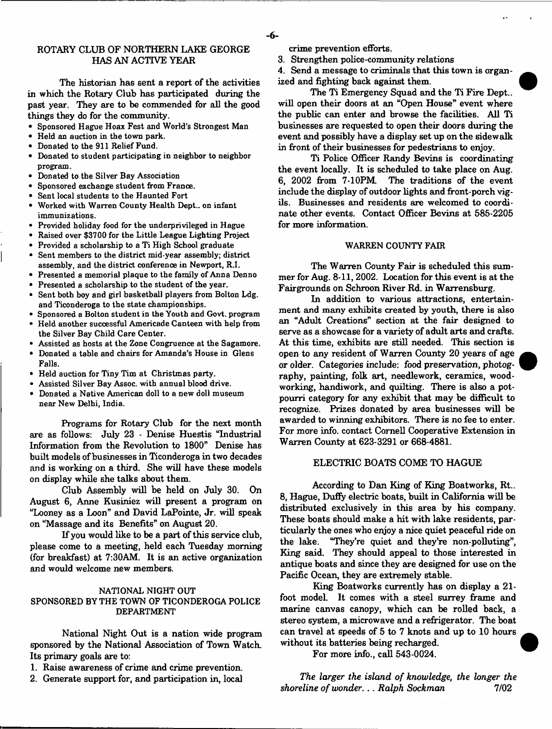## ROTARY CLUB OF NORTHERN LAKE GEORGE HAS AN ACTIVE YEAR

The historian has sent a report of the activities in which the Rotary Club has participated during the past year. They are to be commended for all the good things they do for the community.

- Sponsored Hague Hoax Fest and World's Strongest Man
- Held an auction in the town park.
- Donated to the 911 Relief Fund.
- Donated to student participating in neighbor to neighbor program.
- Donated to the Silver Bay Association
- Sponsored exchange student from France.
- Sent local students to the Haunted Fort
- Worked with Warren County Health Dept.. on infant immunizations.
- Provided holiday food for the underprivileged in Hague
- Raised over $3700 for the Little League Lighting Project
- Provided a scholarship to a Ti High School graduate
- Sent members to the district mid-year assembly; district assembly, and the district conference in Newport, R.I.
- Presented a memorial plaque to the family of Anna Denno
- Presented a scholarship to the student of the year.
- Sent both boy and girl basketball players from Bolton Ldg. and Ticonderoga to the state championships.
- Sponsored a Bolton student in the Youth and Govt. program
- Held another successful Americade Canteen with help from the Silver Bay Child Care Center.
- Assisted as hosts at the Zone Congruence at the Sagamore.
- Donated a table and chairs for Amanda's House in Glens Falls.
- Held auction for Tiny Tim at Christmas party.
- Assisted Silver Bay Assoc. with annual blood drive.
- Donated a Native American doll to a new doll museum near New Delhi, India.

Programs for Rotary Club for the next month are as follows: July 23 - Denise Huestis "Industrial Information from the Revolution to 1800" Denise has built models of businesses in Ticonderoga in two decades and is working on a third. She will have these models on display while she talks about them.

Club Assembly will be held on July 30. On August 6, Anne Kusiniez will present a program on "Looney as a Loon" and David LaPointe, Jr. will speak on "Massage and its Benefits" on August 20.

If you would like to be a part of this service club, please come to a meeting, held each Tuesday morning (for breakfast) at 7:30AM. It is an active organization and would welcome new members.

## NATIONAL NIGHT OUT SPONSORED BY THE TOWN OF TICONDEROGA POLICE DEPARTMENT

National Night Out is a nation wide program sponsored by the National Association of Town Watch. Its primary goals are to:

1. Raise awareness of crime and crime prevention.
2. Generate support for, and participation in, local crime prevention efforts.
3. Strengthen police-community relations
4. Send a message to criminals that this town is organized and fighting back against them.

The Ti Emergency Squad and the Ti Fire Dept.. will open their doors at an "Open House" event where the public can enter and browse the facilities. All Ti businesses are requested to open their doors during the event and possibly have a display set up on the sidewalk in front of their businesses for pedestrians to enjoy.

Ti Police Officer Randy Bevins is coordinating the event locally. It is scheduled to take place on Aug. 6, 2002 from 7-10PM. The traditions of the event include the display of outdoor lights and front-porch vigils. Businesses and residents are welcomed to coordinate other events. Contact Officer Bevins at 585-2205 for more information.

## WARREN COUNTY FAIR

The Warren County Fair is scheduled this summer for Aug. 8-11, 2002. Location for this event is at the Fairgrounds on Schroon River Rd. in Warrensburg.

In addition to various attractions, entertainment and many exhibits created by youth, there is also an "Adult Creations" section at the fair designed to serve as a showcase for a variety of adult arts and crafts. At this time, exhibits are still needed. This section is open to any resident of Warren County 20 years of age or older. Categories include: food preservation, photography, painting, folk art, needlework, ceramics, woodworking, handiwork, and quilting. There is also a potpourri category for any exhibit that may be difficult to recognize. Prizes donated by area businesses will be awarded to winning exhibitors. There is no fee to enter. For more info. contact Cornell Cooperative Extension in Warren County at 623-3291 or 668-4881.

## ELECTRIC BOATS COME TO HAGUE

According to Dan King of King Boatworks, Rt.. 8, Hague, Duffy electric boats, built in California will be distributed exclusively in this area by his company. These boats should make a hit with lake residents, particularly the ones who enjoy a nice quiet peaceful ride on the lake. "They're quiet and they're non-polluting", King said. They should appeal to those interested in antique boats and since they are designed for use on the Pacific Ocean, they are extremely stable.

King Boatworks currently has on display a 21-foot model. It comes with a steel surrey frame and marine canvas canopy, which can be rolled back, a stereo system, a microwave and a refrigerator. The boat can travel at speeds of 5 to 7 knots and up to 10 hours without its batteries being recharged.

For more info., call 543-0024.

*The larger the island of knowledge, the longer the shoreline of wonder... Ralph Sockman* 7/02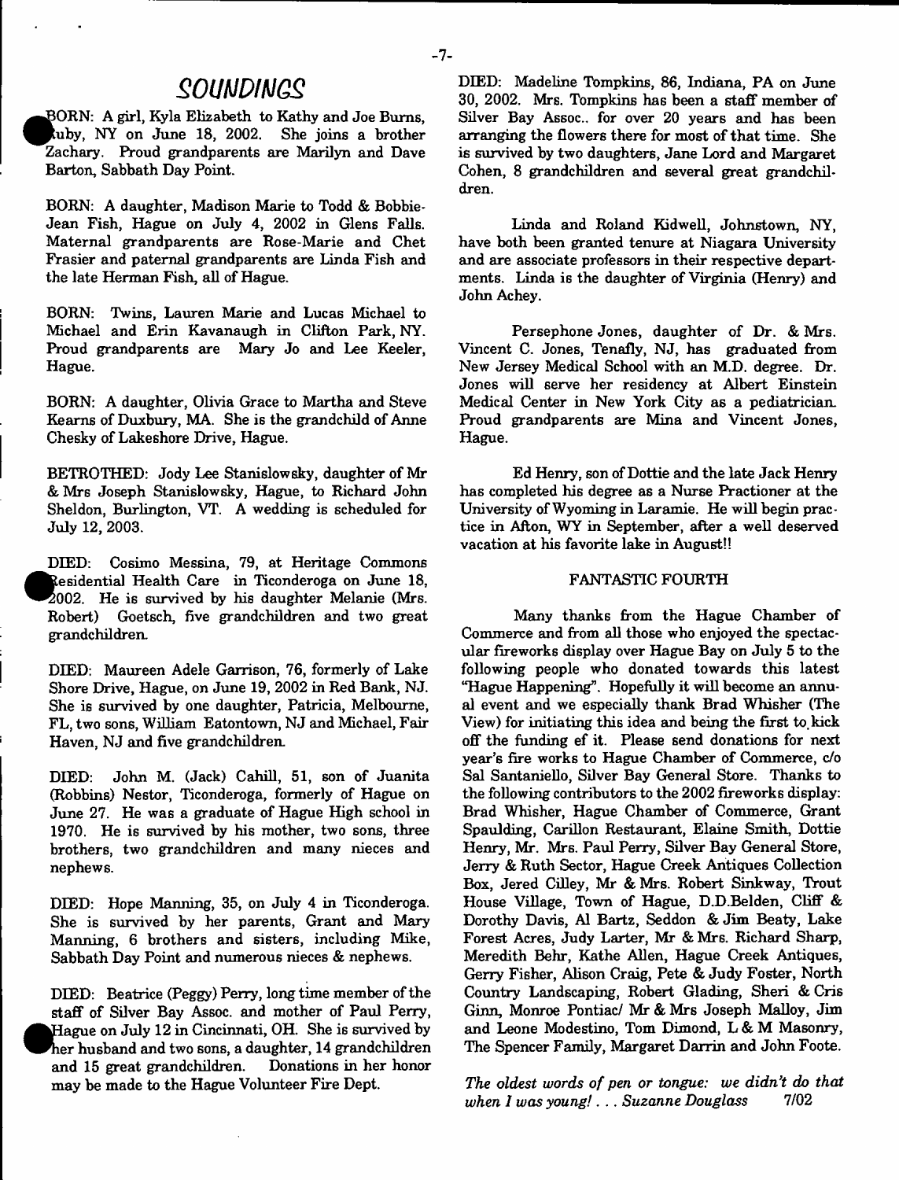# SOUNDINGS

BORN: A girl, Kyla Elizabeth to Kathy and Joe Burns, Ruby, NY on June 18, 2002. She joins a brother Zachary. Proud grandparents are Marilyn and Dave Barton, Sabbath Day Point.

BORN: A daughter, Madison Marie to Todd & Bobbie-Jean Fish, Hague on July 4, 2002 in Glens Falls. Maternal grandparents are Rose-Marie and Chet Frasier and paternal grandparents are Linda Fish and the late Herman Fish, all of Hague.

BORN: Twins, Lauren Marie and Lucas Michael to Michael and Erin Kavanaugh in Clifton Park, NY. Proud grandparents are Mary Jo and Lee Keeler, Hague.

BORN: A daughter, Olivia Grace to Martha and Steve Kearns of Duxbury, MA. She is the grandchild of Anne Chesky of Lakeshore Drive, Hague.

BETROTHED: Jody Lee Stanislowsky, daughter of Mr & Mrs Joseph Stanislowsky, Hague, to Richard John Sheldon, Burlington, VT. A wedding is scheduled for July 12, 2003.

DIED: Cosimo Messina, 79, at Heritage Commons Residential Health Care in Ticonderoga on June 18, 2002. He is survived by his daughter Melanie (Mrs. Robert) Goetsch, five grandchildren and two great grandchildren.

DIED: Maureen Adele Garrison, 76, formerly of Lake Shore Drive, Hague, on June 19, 2002 in Red Bank, NJ. She is survived by one daughter, Patricia, Melbourne, FL, two sons, William Eatontown, NJ and Michael, Fair Haven, NJ and five grandchildren.

DIED: John M. (Jack) Cahill, 51, son of Juanita (Robbins) Nestor, Ticonderoga, formerly of Hague on June 27. He was a graduate of Hague High school in 1970. He is survived by his mother, two sons, three brothers, two grandchildren and many nieces and nephews.

DIED: Hope Manning, 35, on July 4 in Ticonderoga. She is survived by her parents, Grant and Mary Manning, 6 brothers and sisters, including Mike, Sabbath Day Point and numerous nieces & nephews.

DIED: Beatrice (Peggy) Perry, long time member of the staff of Silver Bay Assoc. and mother of Paul Perry, Hague on July 12 in Cincinnati, OH. She is survived by her husband and two sons, a daughter, 14 grandchildren and 15 great grandchildren. Donations in her honor may be made to the Hague Volunteer Fire Dept.

DIED: Madeline Tompkins, 86, Indiana, PA on June 30, 2002. Mrs. Tompkins has been a staff member of Silver Bay Assoc.. for over 20 years and has been arranging the flowers there for most of that time. She is survived by two daughters, Jane Lord and Margaret Cohen, 8 grandchildren and several great grandchildren.

Linda and Roland Kidwell, Johnstown, NY, have both been granted tenure at Niagara University and are associate professors in their respective departments. Linda is the daughter of Virginia (Henry) and John Achey.

Persephone Jones, daughter of Dr. & Mrs. Vincent C. Jones, Tenafly, NJ, has graduated from New Jersey Medical School with an M.D. degree. Dr. Jones will serve her residency at Albert Einstein Medical Center in New York City as a pediatrician. Proud grandparents are Mina and Vincent Jones, Hague.

Ed Henry, son of Dottie and the late Jack Henry has completed his degree as a Nurse Practioner at the University of Wyoming in Laramie. He will begin practice in Afton, WY in September, after a well deserved vacation at his favorite lake in August!!

## FANTASTIC FOURTH

Many thanks from the Hague Chamber of Commerce and from all those who enjoyed the spectacular fireworks display over Hague Bay on July 5 to the following people who donated towards this latest "Hague Happening". Hopefully it will become an annual event and we especially thank Brad Whisher (The View) for initiating this idea and being the first to kick off the funding ef it. Please send donations for next year's fire works to Hague Chamber of Commerce, c/o Sal Santaniello, Silver Bay General Store. Thanks to the following contributors to the 2002 fireworks display: Brad Whisher, Hague Chamber of Commerce, Grant Spaulding, Carillon Restaurant, Elaine Smith, Dottie Henry, Mr. Mrs. Paul Perry, Silver Bay General Store, Jerry & Ruth Sector, Hague Creek Antiques Collection Box, Jered Cilley, Mr & Mrs. Robert Sinkway, Trout House Village, Town of Hague, D.D.Belden, Cliff & Dorothy Davis, Al Bartz, Seddon & Jim Beaty, Lake Forest Acres, Judy Larter, Mr & Mrs. Richard Sharp, Meredith Behr, Kathe Allen, Hague Creek Antiques, Gerry Fisher, Alison Craig, Pete & Judy Foster, North Country Landscaping, Robert Glading, Sheri & Cris Ginn, Monroe Pontiac/ Mr & Mrs Joseph Malloy, Jim and Leone Modestino, Tom Dimond, L & M Masonry, The Spencer Family, Margaret Darrin and John Foote.

*The oldest words of pen or tongue: we didn't do that when I was young! . . . Suzanne Douglass* 7/02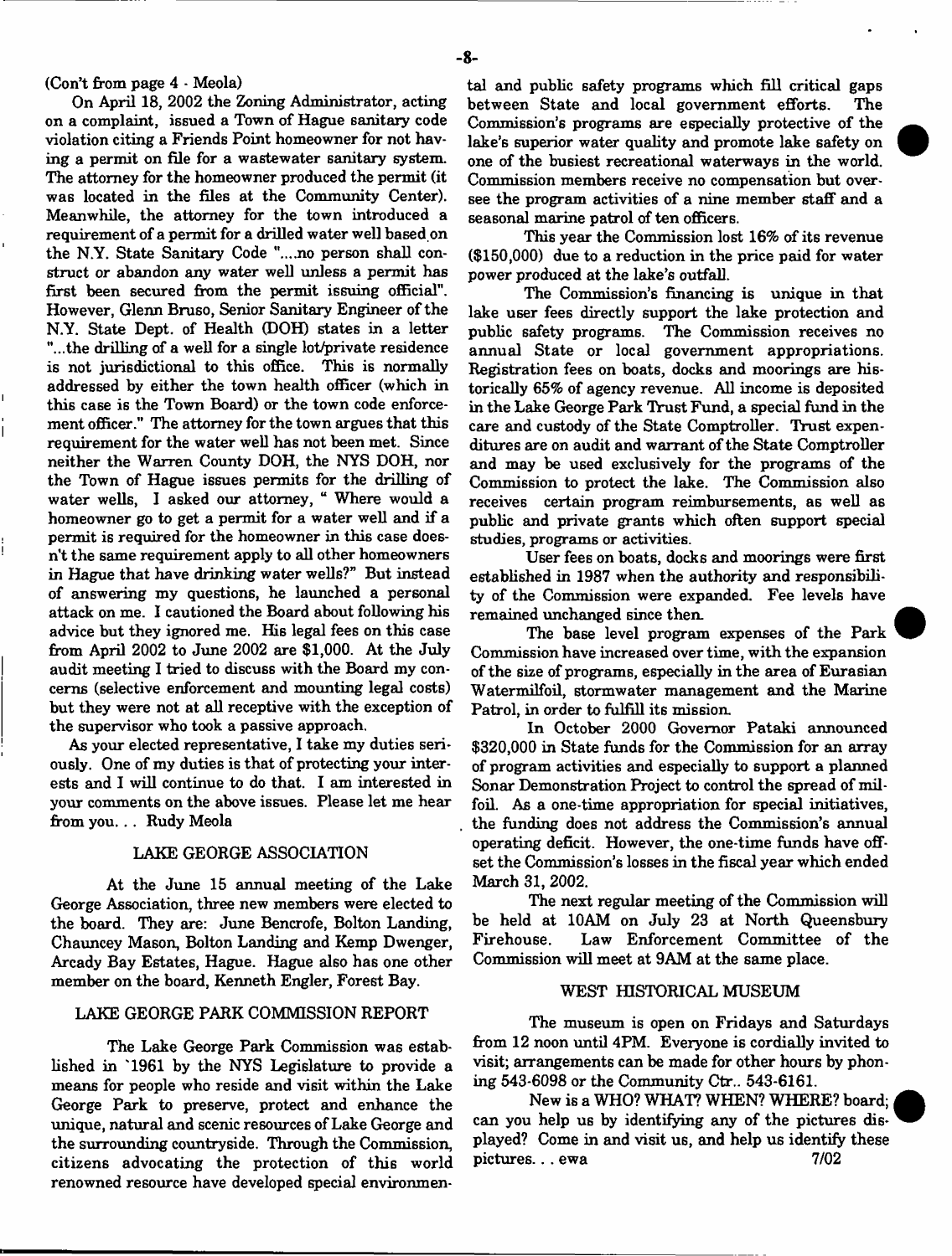(Con't from page 4 - Meola)

On April 18, 2002 the Zoning Administrator, acting on a complaint, issued a Town of Hague sanitary code violation citing a Friends Point homeowner for not having a permit on file for a wastewater sanitary system. The attorney for the homeowner produced the permit (it was located in the files at the Community Center). Meanwhile, the attorney for the town introduced a requirement of a permit for a drilled water well based on the N.Y. State Sanitary Code "....no person shall construct or abandon any water well unless a permit has first been secured from the permit issuing official". However, Glenn Bruso, Senior Sanitary Engineer of the N.Y. State Dept. of Health (DOH) states in a letter "...the drilling of a well for a single lot/private residence is not jurisdictional to this office. This is normally addressed by either the town health officer (which in this case is the Town Board) or the town code enforcement officer." The attorney for the town argues that this requirement for the water well has not been met. Since neither the Warren County DOH, the NYS DOH, nor the Town of Hague issues permits for the drilling of water wells, I asked our attorney, " Where would a homeowner go to get a permit for a water well and if a permit is required for the homeowner in this case doesn't the same requirement apply to all other homeowners in Hague that have drinking water wells?" But instead of answering my questions, he launched a personal attack on me. I cautioned the Board about following his advice but they ignored me. His legal fees on this case from April 2002 to June 2002 are $1,000. At the July audit meeting I tried to discuss with the Board my concerns (selective enforcement and mounting legal costs) but they were not at all receptive with the exception of the supervisor who took a passive approach.

As your elected representative, I take my duties seriously. One of my duties is that of protecting your interests and I will continue to do that. I am interested in your comments on the above issues. Please let me hear from you. . . Rudy Meola

## LAKE GEORGE ASSOCIATION

At the June 15 annual meeting of the Lake George Association, three new members were elected to the board. They are: June Bencrofe, Bolton Landing, Chauncey Mason, Bolton Landing and Kemp Dwenger, Arcady Bay Estates, Hague. Hague also has one other member on the board, Kenneth Engler, Forest Bay.

## LAKE GEORGE PARK COMMISSION REPORT

The Lake George Park Commission was established in `1961 by the NYS Legislature to provide a means for people who reside and visit within the Lake George Park to preserve, protect and enhance the unique, natural and scenic resources of Lake George and the surrounding countryside. Through the Commission, citizens advocating the protection of this world renowned resource have developed special environmental and public safety programs which fill critical gaps between State and local government efforts. The Commission's programs are especially protective of the lake's superior water quality and promote lake safety on one of the busiest recreational waterways in the world. Commission members receive no compensation but oversee the program activities of a nine member staff and a seasonal marine patrol of ten officers.

This year the Commission lost 16% of its revenue ($150,000) due to a reduction in the price paid for water power produced at the lake's outfall.

The Commission's financing is unique in that lake user fees directly support the lake protection and public safety programs. The Commission receives no annual State or local government appropriations. Registration fees on boats, docks and moorings are historically 65% of agency revenue. All income is deposited in the Lake George Park Trust Fund, a special fund in the care and custody of the State Comptroller. Trust expenditures are on audit and warrant of the State Comptroller and may be used exclusively for the programs of the Commission to protect the lake. The Commission also receives certain program reimbursements, as well as public and private grants which often support special studies, programs or activities.

User fees on boats, docks and moorings were first established in 1987 when the authority and responsibility of the Commission were expanded. Fee levels have remained unchanged since then.

The base level program expenses of the Park Commission have increased over time, with the expansion of the size of programs, especially in the area of Eurasian Watermilfoil, stormwater management and the Marine Patrol, in order to fulfill its mission.

In October 2000 Governor Pataki announced $320,000 in State funds for the Commission for an array of program activities and especially to support a planned Sonar Demonstration Project to control the spread of milfoil. As a one-time appropriation for special initiatives, the funding does not address the Commission's annual operating deficit. However, the one-time funds have offset the Commission's losses in the fiscal year which ended March 31, 2002.

The next regular meeting of the Commission will be held at 10AM on July 23 at North Queensbury Firehouse. Law Enforcement Committee of the Commission will meet at 9AM at the same place.

## WEST HISTORICAL MUSEUM

The museum is open on Fridays and Saturdays from 12 noon until 4PM. Everyone is cordially invited to visit; arrangements can be made for other hours by phoning 543-6098 or the Community Ctr.. 543-6161.

New is a WHO? WHAT? WHEN? WHERE? board; can you help us by identifying any of the pictures displayed? Come in and visit us, and help us identify these pictures. . . ewa 7/02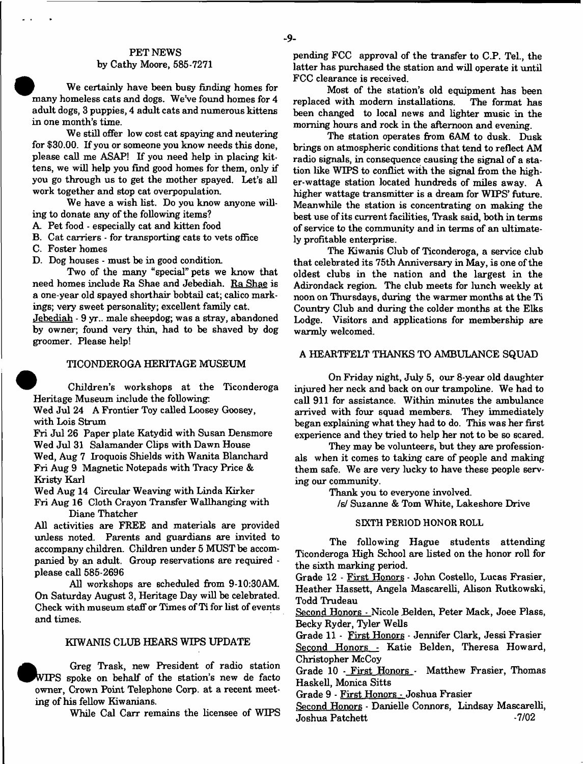## PET NEWS
by Cathy Moore, 585-7271

We certainly have been busy finding homes for many homeless cats and dogs. We've found homes for 4 adult dogs, 3 puppies, 4 adult cats and numerous kittens in one month's time.

We still offer low cost cat spaying and neutering for $30.00. If you or someone you know needs this done, please call me ASAP! If you need help in placing kittens, we will help you find good homes for them, only if you go through us to get the mother spayed. Let's all work together and stop cat overpopulation.

We have a wish list. Do you know anyone willing to donate any of the following items?

A. Pet food - especially cat and kitten food
B. Cat carriers - for transporting cats to vets office
C. Foster homes
D. Dog houses - must be in good condition.

Two of the many "special" pets we know that need homes include Ra Shae and Jebediah. Ra Shae is a one-year old spayed shorthair bobtail cat; calico markings; very sweet personality; excellent family cat.

Jebediah - 9 yr.. male sheepdog; was a stray, abandoned by owner; found very thin, had to be shaved by dog groomer. Please help!

## TICONDEROGA HERITAGE MUSEUM

Children's workshops at the Ticonderoga Heritage Museum include the following:

Wed Jul 24 A Frontier Toy called Loosey Goosey, with Lois Strum
Fri Jul 26 Paper plate Katydid with Susan Densmore
Wed Jul 31 Salamander Clips with Dawn House
Wed, Aug 7 Iroquois Shields with Wanita Blanchard
Fri Aug 9 Magnetic Notepads with Tracy Price & Kristy Karl
Wed Aug 14 Circular Weaving with Linda Kirker
Fri Aug 16 Cloth Crayon Transfer Wallhanging with Diane Thatcher

All activities are FREE and materials are provided unless noted. Parents and guardians are invited to accompany children. Children under 5 MUST be accompanied by an adult. Group reservations are required - please call 585-2696

All workshops are scheduled from 9-10:30AM. On Saturday August 3, Heritage Day will be celebrated. Check with museum staff or Times of Ti for list of events and times.

## KIWANIS CLUB HEARS WIPS UPDATE

Greg Trask, new President of radio station WIPS spoke on behalf of the station's new de facto owner, Crown Point Telephone Corp. at a recent meeting of his fellow Kiwanians.

While Cal Carr remains the licensee of WIPS pending FCC approval of the transfer to C.P. Tel., the latter has purchased the station and will operate it until FCC clearance is received.

Most of the station's old equipment has been replaced with modern installations. The format has been changed to local news and lighter music in the morning hours and rock in the afternoon and evening.

The station operates from 6AM to dusk. Dusk brings on atmospheric conditions that tend to reflect AM radio signals, in consequence causing the signal of a station like WIPS to conflict with the signal from the higher-wattage station located hundreds of miles away. A higher wattage transmitter is a dream for WIPS' future. Meanwhile the station is concentrating on making the best use of its current facilities, Trask said, both in terms of service to the community and in terms of an ultimately profitable enterprise.

The Kiwanis Club of Ticonderoga, a service club that celebrated its 75th Anniversary in May, is one of the oldest clubs in the nation and the largest in the Adirondack region. The club meets for lunch weekly at noon on Thursdays, during the warmer months at the Ti Country Club and during the colder months at the Elks Lodge. Visitors and applications for membership are warmly welcomed.

## A HEARTFELT THANKS TO AMBULANCE SQUAD

On Friday night, July 5, our 8-year old daughter injured her neck and back on our trampoline. We had to call 911 for assistance. Within minutes the ambulance arrived with four squad members. They immediately began explaining what they had to do. This was her first experience and they tried to help her not to be so scared.

They may be volunteers, but they are professionals when it comes to taking care of people and making them safe. We are very lucky to have these people serving our community.

Thank you to everyone involved.

/s/ Suzanne & Tom White, Lakeshore Drive

## SIXTH PERIOD HONOR ROLL

The following Hague students attending Ticonderoga High School are listed on the honor roll for the sixth marking period.

Grade 12 - First Honors - John Costello, Lucas Frasier, Heather Hassett, Angela Mascarelli, Alison Rutkowski, Todd Trudeau

Second Honors - Nicole Belden, Peter Mack, Joee Plass, Becky Ryder, Tyler Wells

Grade 11 - First Honors - Jennifer Clark, Jessi Frasier

Second Honors - Katie Belden, Theresa Howard, Christopher McCoy

Grade 10 - First Honors - Matthew Frasier, Thomas Haskell, Monica Sitts

Grade 9 - First Honors - Joshua Frasier

Second Honors - Danielle Connors, Lindsay Mascarelli, Joshua Patchett

-7/02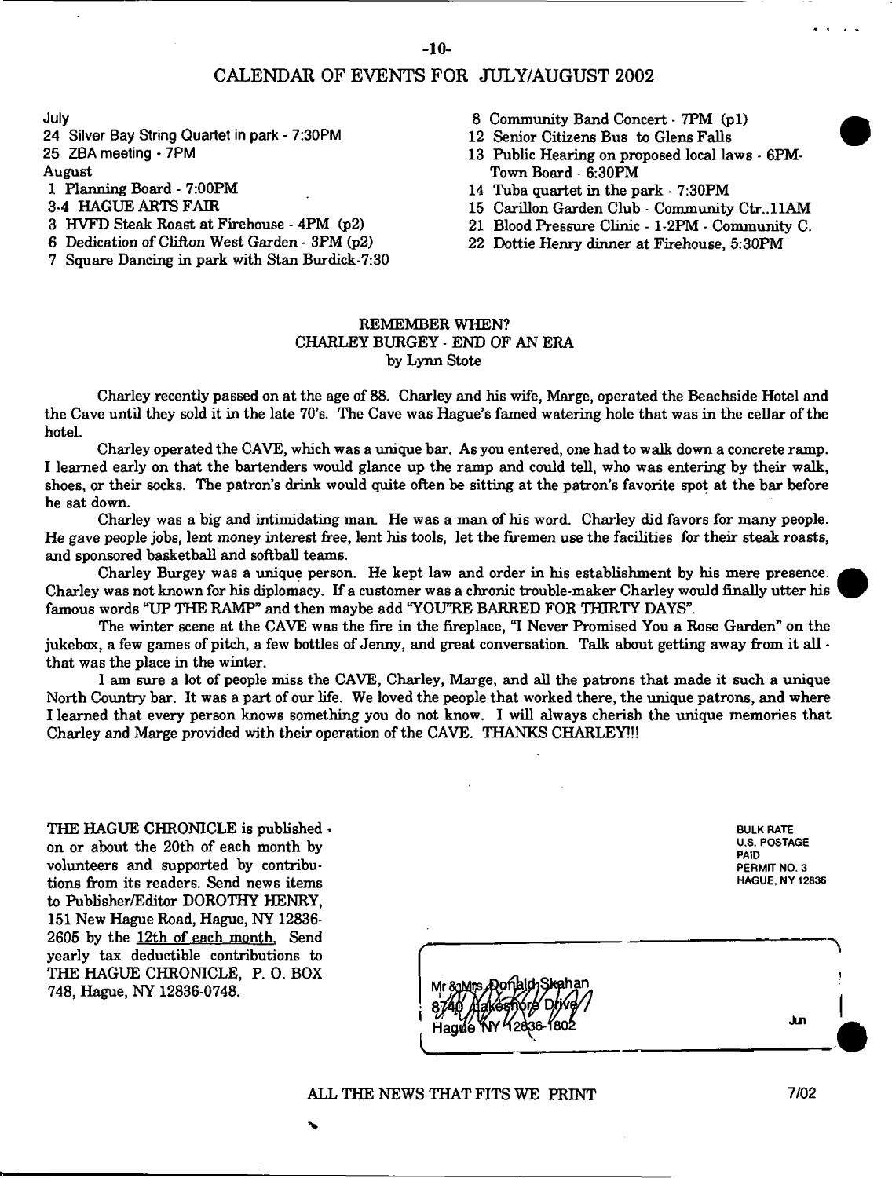## CALENDAR OF EVENTS FOR JULY/AUGUST 2002

July
- 24 Silver Bay String Quartet in park - 7:30PM
- 25 ZBA meeting - 7PM

August
- 1 Planning Board - 7:00PM
- 3-4 HAGUE ARTS FAIR
- 3 HVFD Steak Roast at Firehouse - 4PM (p2)
- 6 Dedication of Clifton West Garden - 3PM (p2)
- 7 Square Dancing in park with Stan Burdick-7:30
- 8 Community Band Concert - 7PM (p1)
- 12 Senior Citizens Bus to Glens Falls
- 13 Public Hearing on proposed local laws - 6PM- Town Board - 6:30PM
- 14 Tuba quartet in the park - 7:30PM
- 15 Carillon Garden Club - Community Ctr..11AM
- 21 Blood Pressure Clinic - 1-2PM - Community C.
- 22 Dottie Henry dinner at Firehouse, 5:30PM

## REMEMBER WHEN?
## CHARLEY BURGEY - END OF AN ERA
by Lynn Stote

Charley recently passed on at the age of 88. Charley and his wife, Marge, operated the Beachside Hotel and the Cave until they sold it in the late 70's. The Cave was Hague's famed watering hole that was in the cellar of the hotel.

Charley operated the CAVE, which was a unique bar. As you entered, one had to walk down a concrete ramp. I learned early on that the bartenders would glance up the ramp and could tell, who was entering by their walk, shoes, or their socks. The patron's drink would quite often be sitting at the patron's favorite spot at the bar before he sat down.

Charley was a big and intimidating man. He was a man of his word. Charley did favors for many people. He gave people jobs, lent money interest free, lent his tools, let the firemen use the facilities for their steak roasts, and sponsored basketball and softball teams.

Charley Burgey was a unique person. He kept law and order in his establishment by his mere presence. Charley was not known for his diplomacy. If a customer was a chronic trouble-maker Charley would finally utter his famous words "UP THE RAMP" and then maybe add "YOU'RE BARRED FOR THIRTY DAYS".

The winter scene at the CAVE was the fire in the fireplace, "I Never Promised You a Rose Garden" on the jukebox, a few games of pitch, a few bottles of Jenny, and great conversation. Talk about getting away from it all - that was the place in the winter.

I am sure a lot of people miss the CAVE, Charley, Marge, and all the patrons that made it such a unique North Country bar. It was a part of our life. We loved the people that worked there, the unique patrons, and where I learned that every person knows something you do not know. I will always cherish the unique memories that Charley and Marge provided with their operation of the CAVE. THANKS CHARLEY!!!

THE HAGUE CHRONICLE is published on or about the 20th of each month by volunteers and supported by contributions from its readers. Send news items to Publisher/Editor DOROTHY HENRY, 151 New Hague Road, Hague, NY 12836-2605 by the 12th of each month. Send yearly tax deductible contributions to THE HAGUE CHRONICLE, P. O. BOX 748, Hague, NY 12836-0748.

BULK RATE
U.S. POSTAGE
PAID
PERMIT NO. 3
HAGUE, NY 12836

Mr & Mrs Donald Skahan
8740 Lakeshore Drive
Hague NY 12836-1802

Jun

ALL THE NEWS THAT FITS WE PRINT

7/02